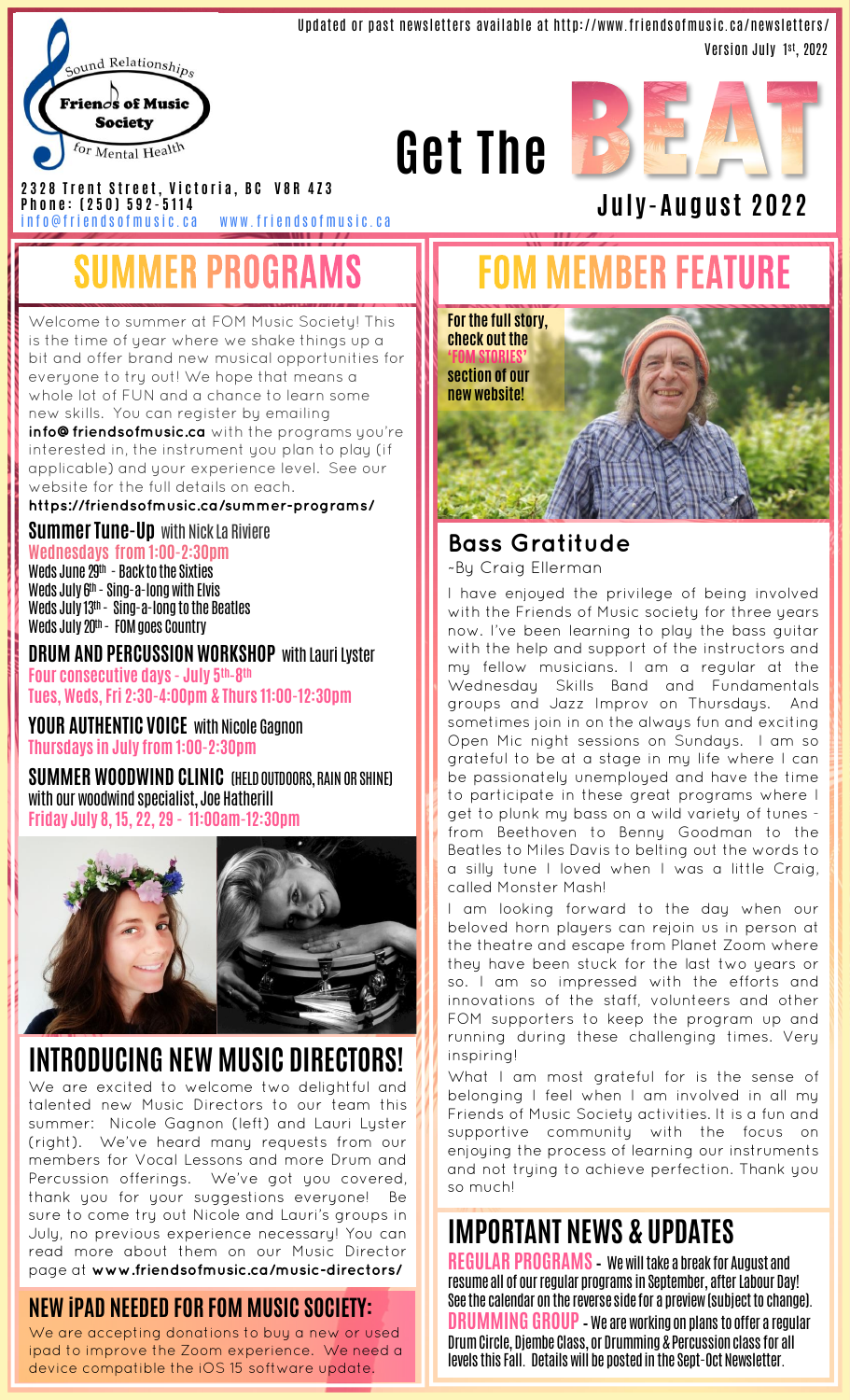Updated or past newsletters available at http://www.friendsofmusic.ca/newsletters/

Version July 1st, 2022

Sound Relationships

Friends of Music Society

for Mental Health

**2328 Trent Street, Victoria, BC V8R 4Z3**
**Phone: (250) 592-5114**
info@friendsofmusic.ca www.friendsofmusic.ca

# Get The BEAT

## July-August 2022

# SUMMER PROGRAMS

Welcome to summer at FOM Music Society! This is the time of year where we shake things up a bit and offer brand new musical opportunities for everyone to try out! We hope that means a whole lot of FUN and a chance to learn some new skills. You can register by emailing **info@friendsofmusic.ca** with the programs you're interested in, the instrument you plan to play (if applicable) and your experience level. See our website for the full details on each.

**https://friendsofmusic.ca/summer-programs/**

### Summer Tune-Up with Nick La Riviere

**Wednesdays from 1:00-2:30pm**

Weds June 29th - Back to the Sixties
Weds July 6th - Sing-a-long with Elvis
Weds July 13th - Sing-a-long to the Beatles
Weds July 20th - FOM goes Country

### DRUM AND PERCUSSION WORKSHOP with Lauri Lyster

**Four consecutive days - July 5th-8th**
**Tues, Weds, Fri 2:30-4:00pm & Thurs 11:00-12:30pm**

### YOUR AUTHENTIC VOICE with Nicole Gagnon

**Thursdays in July from 1:00-2:30pm**

### SUMMER WOODWIND CLINIC (HELD OUTDOORS, RAIN OR SHINE) with our woodwind specialist, Joe Hatherill

**Friday July 8, 15, 22, 29 - 11:00am-12:30pm**

# INTRODUCING NEW MUSIC DIRECTORS!

We are excited to welcome two delightful and talented new Music Directors to our team this summer: Nicole Gagnon (left) and Lauri Lyster (right). We've heard many requests from our members for Vocal Lessons and more Drum and Percussion offerings. We've got you covered, thank you for your suggestions everyone! Be sure to come try out Nicole and Lauri's groups in July, no previous experience necessary! You can read more about them on our Music Director page at **www.friendsofmusic.ca/music-directors/**

## NEW iPAD NEEDED FOR FOM MUSIC SOCIETY:

We are accepting donations to buy a new or used ipad to improve the Zoom experience. We need a device compatible the iOS 15 software update.

# FOM MEMBER FEATURE

**For the full story, check out the 'FOM STORIES' section of our new website!**

## Bass Gratitude

~By Craig Ellerman

I have enjoyed the privilege of being involved with the Friends of Music society for three years now. I've been learning to play the bass guitar with the help and support of the instructors and my fellow musicians. I am a regular at the Wednesday Skills Band and Fundamentals groups and Jazz Improv on Thursdays. And sometimes join in on the always fun and exciting Open Mic night sessions on Sundays. I am so grateful to be at a stage in my life where I can be passionately unemployed and have the time to participate in these great programs where I get to plunk my bass on a wild variety of tunes - from Beethoven to Benny Goodman to the Beatles to Miles Davis to belting out the words to a silly tune I loved when I was a little Craig, called Monster Mash!

I am looking forward to the day when our beloved horn players can rejoin us in person at the theatre and escape from Planet Zoom where they have been stuck for the last two years or so. I am so impressed with the efforts and innovations of the staff, volunteers and other FOM supporters to keep the program up and running during these challenging times. Very inspiring!

What I am most grateful for is the sense of belonging I feel when I am involved in all my Friends of Music Society activities. It is a fun and supportive community with the focus on enjoying the process of learning our instruments and not trying to achieve perfection. Thank you so much!

# IMPORTANT NEWS & UPDATES

**REGULAR PROGRAMS** - We will take a break for August and resume all of our regular programs in September, after Labour Day! See the calendar on the reverse side for a preview (subject to change).

**DRUMMING GROUP** - We are working on plans to offer a regular Drum Circle, Djembe Class, or Drumming & Percussion class for all levels this Fall. Details will be posted in the Sept-Oct Newsletter.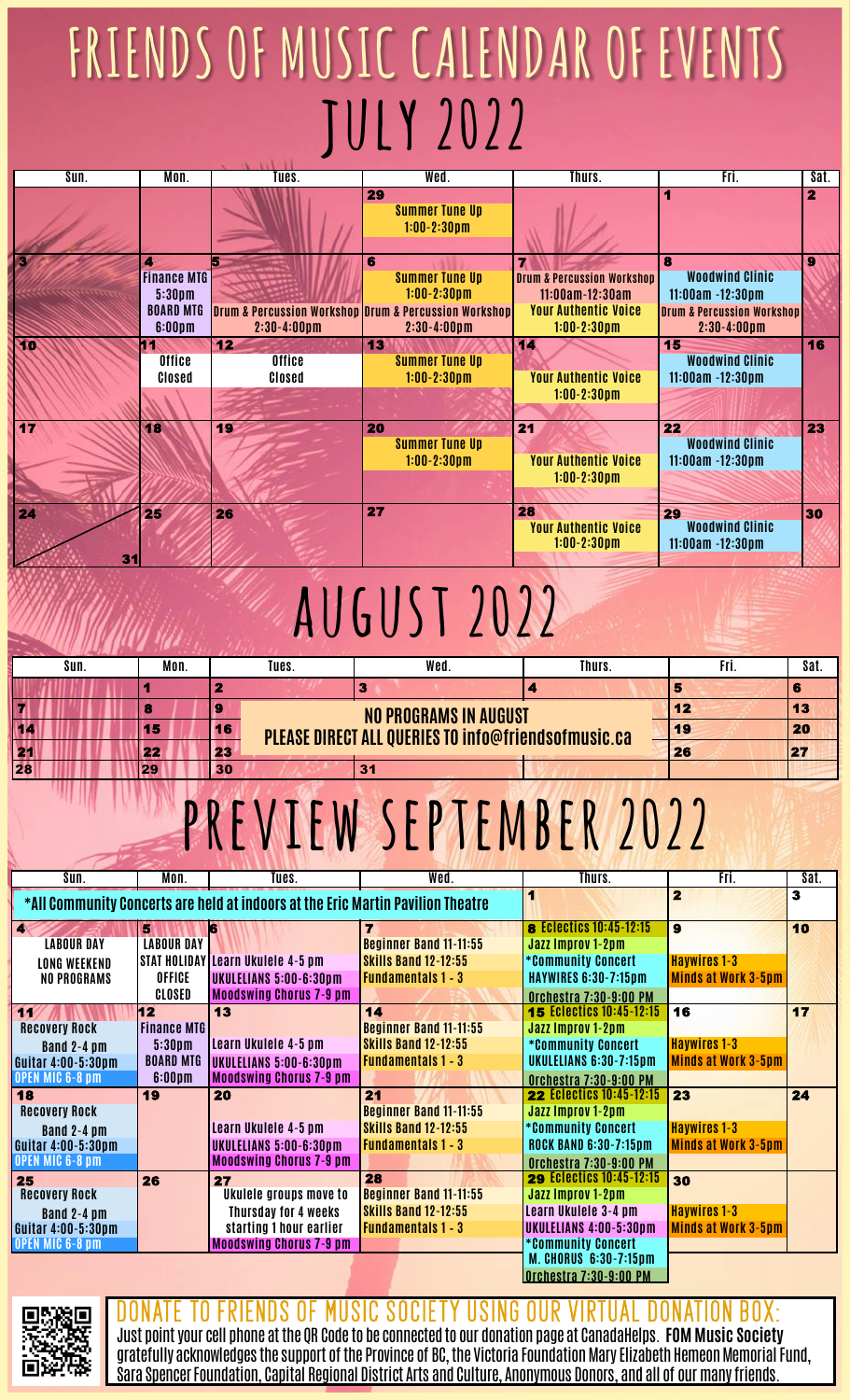# FRIENDS OF MUSIC CALENDAR OF EVENTS

## JULY 2022

| Sun. | Mon. | Tues. | Wed. | Thurs. | Fri. | Sat. |
|---|---|---|---|---|---|---|
| | | | 29 Summer Tune Up 1:00-2:30pm | | 1 | 2 |
| 3 | 4 Finance MTG 5:30pm BOARD MTG 6:00pm | 5 Drum & Percussion Workshop 2:30-4:00pm | 6 Summer Tune Up 1:00-2:30pm Drum & Percussion Workshop 2:30-4:00pm | 7 Drum & Percussion Workshop 11:00am-12:30am Your Authentic Voice 1:00-2:30pm | 8 Woodwind Clinic 11:00am -12:30pm Drum & Percussion Workshop 2:30-4:00pm | 9 |
| 10 | 11 Office Closed | 12 Office Closed | 13 Summer Tune Up 1:00-2:30pm | 14 Your Authentic Voice 1:00-2:30pm | 15 Woodwind Clinic 11:00am -12:30pm | 16 |
| 17 | 18 | 19 | 20 Summer Tune Up 1:00-2:30pm | 21 Your Authentic Voice 1:00-2:30pm | 22 Woodwind Clinic 11:00am -12:30pm | 23 |
| 24 / 31 | 25 | 26 | 27 | 28 Your Authentic Voice 1:00-2:30pm | 29 Woodwind Clinic 11:00am -12:30pm | 30 |

## AUGUST 2022

| Sun. | Mon. | Tues. | Wed. | Thurs. | Fri. | Sat. |
|---|---|---|---|---|---|---|
| | 1 | 2 | 3 | 4 | 5 | 6 |
| 7 | 8 | 9 | | | 12 | 13 |
| 14 | 15 | 16 | | | 19 | 20 |
| 21 | 22 | 23 | | | 26 | 27 |
| 28 | 29 | 30 | 31 | | | |

**NO PROGRAMS IN AUGUST**
**PLEASE DIRECT ALL QUERIES TO info@friendsofmusic.ca**

## PREVIEW SEPTEMBER 2022

*All Community Concerts are held at indoors at the Eric Martin Pavilion Theatre

| Sun. | Mon. | Tues. | Wed. | Thurs. | Fri. | Sat. |
|---|---|---|---|---|---|---|
| | | | | 1 | 2 | 3 |
| 4 LABOUR DAY LONG WEEKEND NO PROGRAMS | 5 LABOUR DAY STAT HOLIDAY OFFICE CLOSED | 6 Learn Ukulele 4-5 pm UKULELIANS 5:00-6:30pm Moodswing Chorus 7-9 pm | 7 Beginner Band 11-11:55 Skills Band 12-12:55 Fundamentals 1 - 3 | 8 Eclectics 10:45-12:15 Jazz Improv 1-2pm *Community Concert HAYWIRES 6:30-7:15pm Orchestra 7:30-9:00 PM | 9 Haywires 1-3 Minds at Work 3-5pm | 10 |
| 11 Recovery Rock Band 2-4 pm Guitar 4:00-5:30pm OPEN MIC 6-8 pm | 12 Finance MTG 5:30pm BOARD MTG 6:00pm | 13 Learn Ukulele 4-5 pm UKULELIANS 5:00-6:30pm Moodswing Chorus 7-9 pm | 14 Beginner Band 11-11:55 Skills Band 12-12:55 Fundamentals 1 - 3 | 15 Eclectics 10:45-12:15 Jazz Improv 1-2pm *Community Concert UKULELIANS 6:30-7:15pm Orchestra 7:30-9:00 PM | 16 Haywires 1-3 Minds at Work 3-5pm | 17 |
| 18 Recovery Rock Band 2-4 pm Guitar 4:00-5:30pm OPEN MIC 6-8 pm | 19 | 20 Learn Ukulele 4-5 pm UKULELIANS 5:00-6:30pm Moodswing Chorus 7-9 pm | 21 Beginner Band 11-11:55 Skills Band 12-12:55 Fundamentals 1 - 3 | 22 Eclectics 10:45-12:15 Jazz Improv 1-2pm *Community Concert ROCK BAND 6:30-7:15pm Orchestra 7:30-9:00 PM | 23 Haywires 1-3 Minds at Work 3-5pm | 24 |
| 25 Recovery Rock Band 2-4 pm Guitar 4:00-5:30pm OPEN MIC 6-8 pm | 26 | 27 Ukulele groups move to Thursday for 4 weeks starting 1 hour earlier Moodswing Chorus 7-9 pm | 28 Beginner Band 11-11:55 Skills Band 12-12:55 Fundamentals 1 - 3 | 29 Eclectics 10:45-12:15 Jazz Improv 1-2pm Learn Ukulele 3-4 pm UKULELIANS 4:00-5:30pm *Community Concert M. CHORUS 6:30-7:15pm Orchestra 7:30-9:00 PM | 30 Haywires 1-3 Minds at Work 3-5pm | |

## DONATE TO FRIENDS OF MUSIC SOCIETY USING OUR VIRTUAL DONATION BOX:

Just point your cell phone at the QR Code to be connected to our donation page at CanadaHelps. **FOM Music Society** gratefully acknowledges the support of the Province of BC, the Victoria Foundation Mary Elizabeth Hemeon Memorial Fund, Sara Spencer Foundation, Capital Regional District Arts and Culture, Anonymous Donors, and all of our many friends.